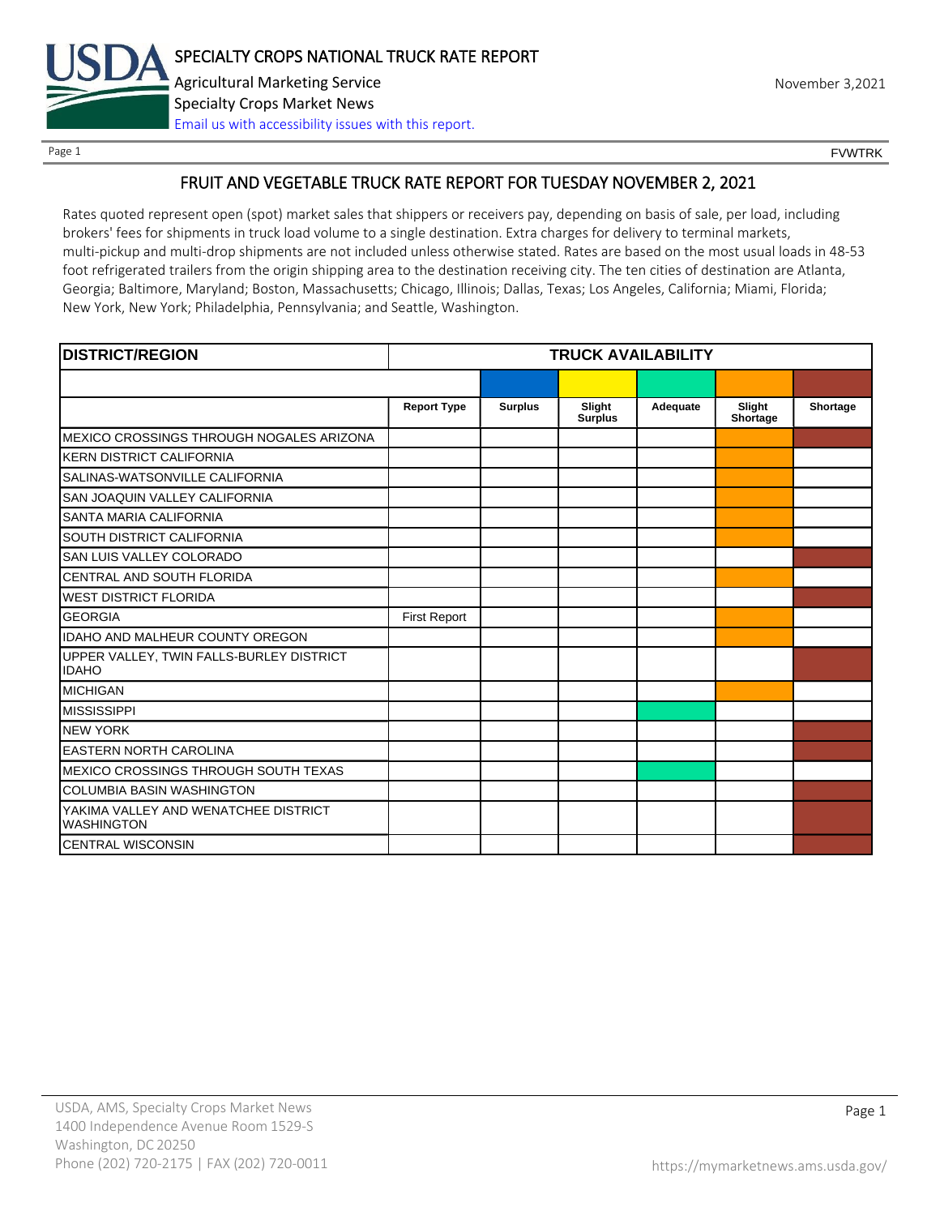# SPECIALTY CROPS NATIONAL TRUCK RATE REPORT

Agricultural Marketing Service

Specialty Crops Market News

Email us with accessibility issues with this report.

November 3,2021

FVWTRK

## FRUIT AND VEGETABLE TRUCK RATE REPORT FOR TUESDAY NOVEMBER 2, 2021

Rates quoted represent open (spot) market sales that shippers or receivers pay, depending on basis of sale, per load, including brokers' fees for shipments in truck load volume to a single destination. Extra charges for delivery to terminal markets, multi-pickup and multi-drop shipments are not included unless otherwise stated. Rates are based on the most usual loads in 48-53 foot refrigerated trailers from the origin shipping area to the destination receiving city. The ten cities of destination are Atlanta, Georgia; Baltimore, Maryland; Boston, Massachusetts; Chicago, Illinois; Dallas, Texas; Los Angeles, California; Miami, Florida; New York, New York; Philadelphia, Pennsylvania; and Seattle, Washington.

| DISTRICT/REGION | TRUCK AVAILABILITY | | | | | |
|---|---|---|---|---|---|---|
| | Report Type | Surplus | Slight Surplus | Adequate | Slight Shortage | Shortage |
| MEXICO CROSSINGS THROUGH NOGALES ARIZONA | | | | | X | X |
| KERN DISTRICT CALIFORNIA | | | | | X | |
| SALINAS-WATSONVILLE CALIFORNIA | | | | | X | |
| SAN JOAQUIN VALLEY CALIFORNIA | | | | | X | |
| SANTA MARIA CALIFORNIA | | | | | X | |
| SOUTH DISTRICT CALIFORNIA | | | | | X | |
| SAN LUIS VALLEY COLORADO | | | | | | X |
| CENTRAL AND SOUTH FLORIDA | | | | | X | |
| WEST DISTRICT FLORIDA | | | | | | X |
| GEORGIA | First Report | | | | X | |
| IDAHO AND MALHEUR COUNTY OREGON | | | | | X | |
| UPPER VALLEY, TWIN FALLS-BURLEY DISTRICT IDAHO | | | | | | X |
| MICHIGAN | | | | | X | |
| MISSISSIPPI | | | | X | | |
| NEW YORK | | | | | | X |
| EASTERN NORTH CAROLINA | | | | | | X |
| MEXICO CROSSINGS THROUGH SOUTH TEXAS | | | | X | | |
| COLUMBIA BASIN WASHINGTON | | | | | | X |
| YAKIMA VALLEY AND WENATCHEE DISTRICT WASHINGTON | | | | | | X |
| CENTRAL WISCONSIN | | | | | | X |

USDA, AMS, Specialty Crops Market News
1400 Independence Avenue Room 1529-S
Washington, DC 20250
Phone (202) 720-2175 | FAX (202) 720-0011

https://mymarketnews.ams.usda.gov/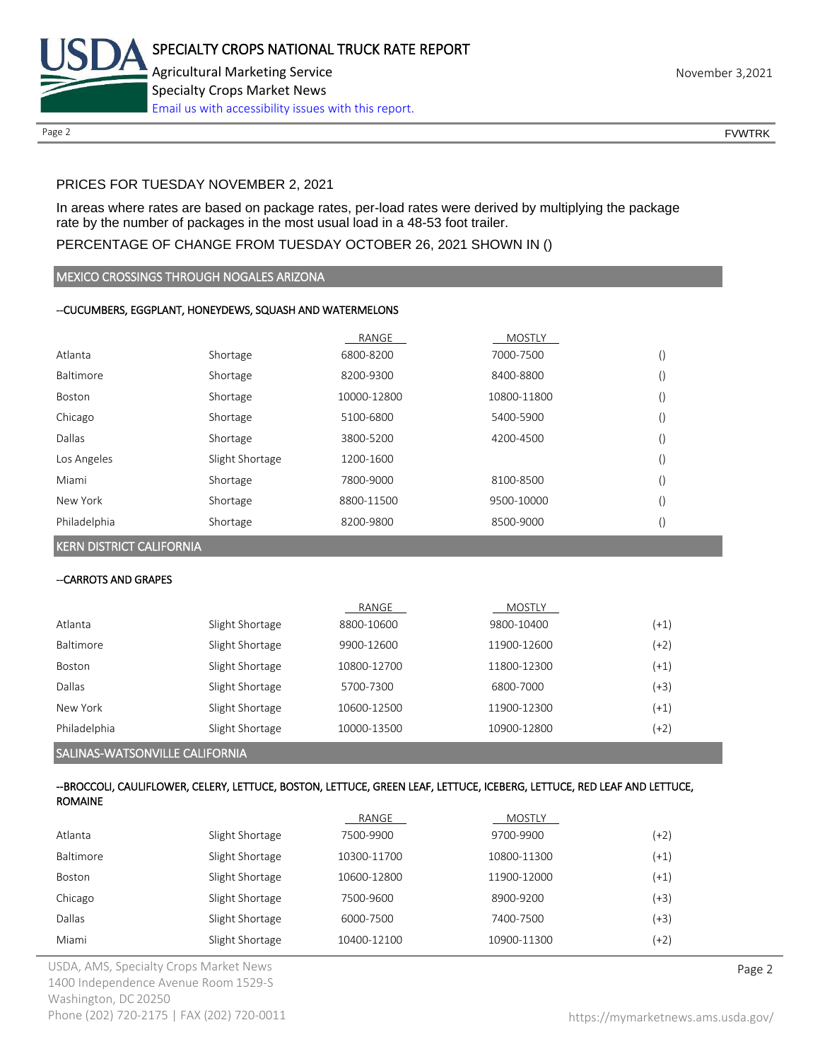PRICES FOR TUESDAY NOVEMBER 2, 2021

In areas where rates are based on package rates, per-load rates were derived by multiplying the package rate by the number of packages in the most usual load in a 48-53 foot trailer.

PERCENTAGE OF CHANGE FROM TUESDAY OCTOBER 26, 2021 SHOWN IN ()

## MEXICO CROSSINGS THROUGH NOGALES ARIZONA

--CUCUMBERS, EGGPLANT, HONEYDEWS, SQUASH AND WATERMELONS

| | | RANGE | MOSTLY | |
|---|---|---|---|---|
| Atlanta | Shortage | 6800-8200 | 7000-7500 | () |
| Baltimore | Shortage | 8200-9300 | 8400-8800 | () |
| Boston | Shortage | 10000-12800 | 10800-11800 | () |
| Chicago | Shortage | 5100-6800 | 5400-5900 | () |
| Dallas | Shortage | 3800-5200 | 4200-4500 | () |
| Los Angeles | Slight Shortage | 1200-1600 | | () |
| Miami | Shortage | 7800-9000 | 8100-8500 | () |
| New York | Shortage | 8800-11500 | 9500-10000 | () |
| Philadelphia | Shortage | 8200-9800 | 8500-9000 | () |

## KERN DISTRICT CALIFORNIA

--CARROTS AND GRAPES

| | | RANGE | MOSTLY | |
|---|---|---|---|---|
| Atlanta | Slight Shortage | 8800-10600 | 9800-10400 | (+1) |
| Baltimore | Slight Shortage | 9900-12600 | 11900-12600 | (+2) |
| Boston | Slight Shortage | 10800-12700 | 11800-12300 | (+1) |
| Dallas | Slight Shortage | 5700-7300 | 6800-7000 | (+3) |
| New York | Slight Shortage | 10600-12500 | 11900-12300 | (+1) |
| Philadelphia | Slight Shortage | 10000-13500 | 10900-12800 | (+2) |

## SALINAS-WATSONVILLE CALIFORNIA

--BROCCOLI, CAULIFLOWER, CELERY, LETTUCE, BOSTON, LETTUCE, GREEN LEAF, LETTUCE, ICEBERG, LETTUCE, RED LEAF AND LETTUCE, ROMAINE

| | | RANGE | MOSTLY | |
|---|---|---|---|---|
| Atlanta | Slight Shortage | 7500-9900 | 9700-9900 | (+2) |
| Baltimore | Slight Shortage | 10300-11700 | 10800-11300 | (+1) |
| Boston | Slight Shortage | 10600-12800 | 11900-12000 | (+1) |
| Chicago | Slight Shortage | 7500-9600 | 8900-9200 | (+3) |
| Dallas | Slight Shortage | 6000-7500 | 7400-7500 | (+3) |
| Miami | Slight Shortage | 10400-12100 | 10900-11300 | (+2) |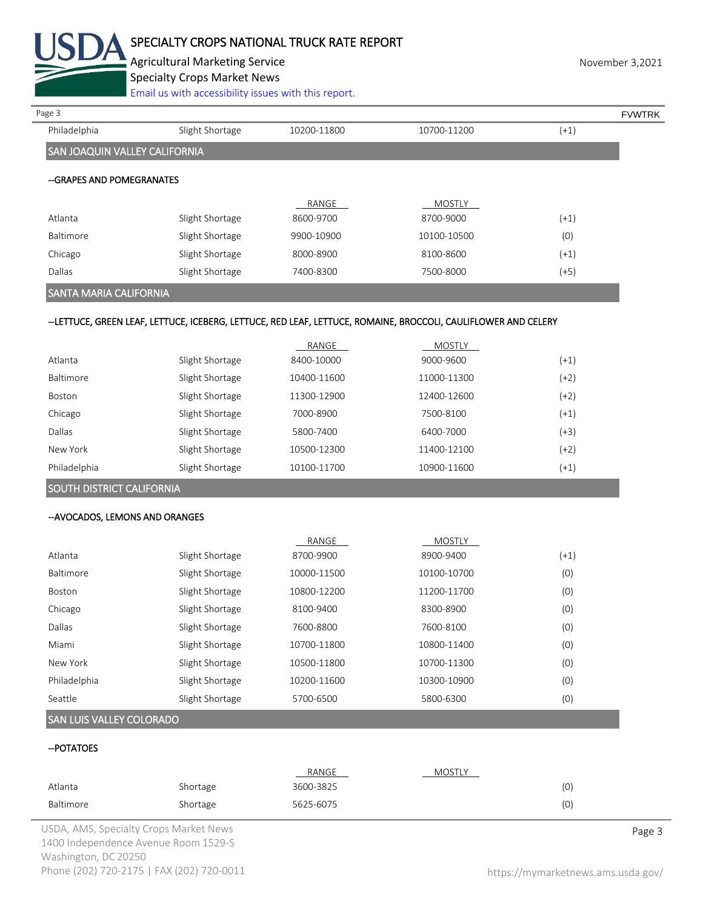| | | | | |
|---|---|---|---|---|
| Philadelphia | Slight Shortage | 10200-11800 | 10700-11200 | (+1) |

## SAN JOAQUIN VALLEY CALIFORNIA

### --GRAPES AND POMEGRANATES

| | | RANGE | MOSTLY | |
|---|---|---|---|---|
| Atlanta | Slight Shortage | 8600-9700 | 8700-9000 | (+1) |
| Baltimore | Slight Shortage | 9900-10900 | 10100-10500 | (0) |
| Chicago | Slight Shortage | 8000-8900 | 8100-8600 | (+1) |
| Dallas | Slight Shortage | 7400-8300 | 7500-8000 | (+5) |

## SANTA MARIA CALIFORNIA

### --LETTUCE, GREEN LEAF, LETTUCE, ICEBERG, LETTUCE, RED LEAF, LETTUCE, ROMAINE, BROCCOLI, CAULIFLOWER AND CELERY

| | | RANGE | MOSTLY | |
|---|---|---|---|---|
| Atlanta | Slight Shortage | 8400-10000 | 9000-9600 | (+1) |
| Baltimore | Slight Shortage | 10400-11600 | 11000-11300 | (+2) |
| Boston | Slight Shortage | 11300-12900 | 12400-12600 | (+2) |
| Chicago | Slight Shortage | 7000-8900 | 7500-8100 | (+1) |
| Dallas | Slight Shortage | 5800-7400 | 6400-7000 | (+3) |
| New York | Slight Shortage | 10500-12300 | 11400-12100 | (+2) |
| Philadelphia | Slight Shortage | 10100-11700 | 10900-11600 | (+1) |

## SOUTH DISTRICT CALIFORNIA

### --AVOCADOS, LEMONS AND ORANGES

| | | RANGE | MOSTLY | |
|---|---|---|---|---|
| Atlanta | Slight Shortage | 8700-9900 | 8900-9400 | (+1) |
| Baltimore | Slight Shortage | 10000-11500 | 10100-10700 | (0) |
| Boston | Slight Shortage | 10800-12200 | 11200-11700 | (0) |
| Chicago | Slight Shortage | 8100-9400 | 8300-8900 | (0) |
| Dallas | Slight Shortage | 7600-8800 | 7600-8100 | (0) |
| Miami | Slight Shortage | 10700-11800 | 10800-11400 | (0) |
| New York | Slight Shortage | 10500-11800 | 10700-11300 | (0) |
| Philadelphia | Slight Shortage | 10200-11600 | 10300-10900 | (0) |
| Seattle | Slight Shortage | 5700-6500 | 5800-6300 | (0) |

## SAN LUIS VALLEY COLORADO

### --POTATOES

| | | RANGE | MOSTLY | |
|---|---|---|---|---|
| Atlanta | Shortage | 3600-3825 | | (0) |
| Baltimore | Shortage | 5625-6075 | | (0) |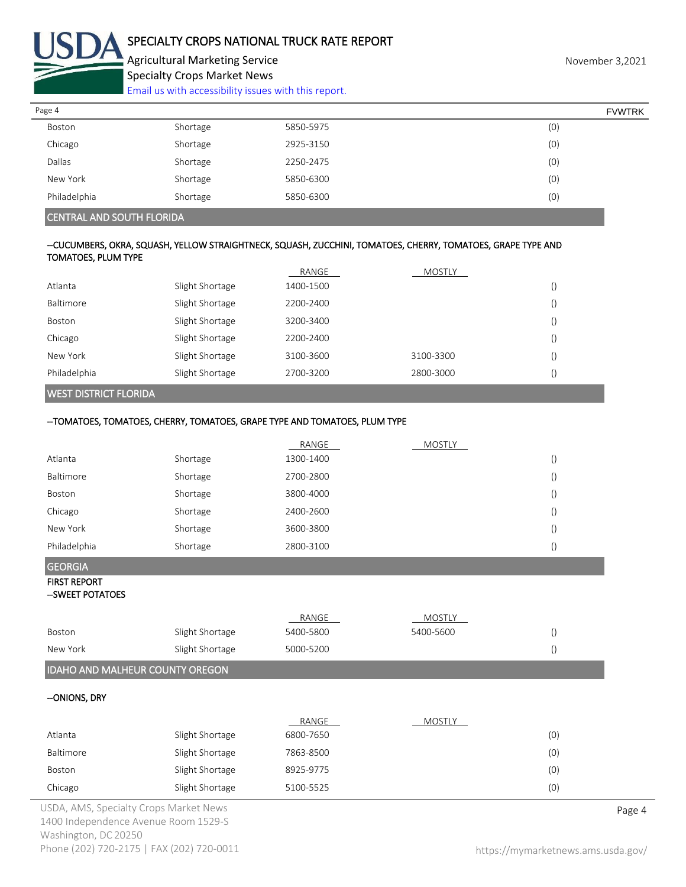| | | | | |
|---|---|---|---|---|
| Boston | Shortage | 5850-5975 | | (0) |
| Chicago | Shortage | 2925-3150 | | (0) |
| Dallas | Shortage | 2250-2475 | | (0) |
| New York | Shortage | 5850-6300 | | (0) |
| Philadelphia | Shortage | 5850-6300 | | (0) |

## CENTRAL AND SOUTH FLORIDA

**--CUCUMBERS, OKRA, SQUASH, YELLOW STRAIGHTNECK, SQUASH, ZUCCHINI, TOMATOES, CHERRY, TOMATOES, GRAPE TYPE AND TOMATOES, PLUM TYPE**

| | | RANGE | MOSTLY | |
|---|---|---|---|---|
| Atlanta | Slight Shortage | 1400-1500 | | () |
| Baltimore | Slight Shortage | 2200-2400 | | () |
| Boston | Slight Shortage | 3200-3400 | | () |
| Chicago | Slight Shortage | 2200-2400 | | () |
| New York | Slight Shortage | 3100-3600 | 3100-3300 | () |
| Philadelphia | Slight Shortage | 2700-3200 | 2800-3000 | () |

## WEST DISTRICT FLORIDA

**--TOMATOES, TOMATOES, CHERRY, TOMATOES, GRAPE TYPE AND TOMATOES, PLUM TYPE**

| | | RANGE | MOSTLY | |
|---|---|---|---|---|
| Atlanta | Shortage | 1300-1400 | | () |
| Baltimore | Shortage | 2700-2800 | | () |
| Boston | Shortage | 3800-4000 | | () |
| Chicago | Shortage | 2400-2600 | | () |
| New York | Shortage | 3600-3800 | | () |
| Philadelphia | Shortage | 2800-3100 | | () |

## GEORGIA

**FIRST REPORT**

**--SWEET POTATOES**

| | | RANGE | MOSTLY | |
|---|---|---|---|---|
| Boston | Slight Shortage | 5400-5800 | 5400-5600 | () |
| New York | Slight Shortage | 5000-5200 | | () |

## IDAHO AND MALHEUR COUNTY OREGON

**--ONIONS, DRY**

| | | RANGE | MOSTLY | |
|---|---|---|---|---|
| Atlanta | Slight Shortage | 6800-7650 | | (0) |
| Baltimore | Slight Shortage | 7863-8500 | | (0) |
| Boston | Slight Shortage | 8925-9775 | | (0) |
| Chicago | Slight Shortage | 5100-5525 | | (0) |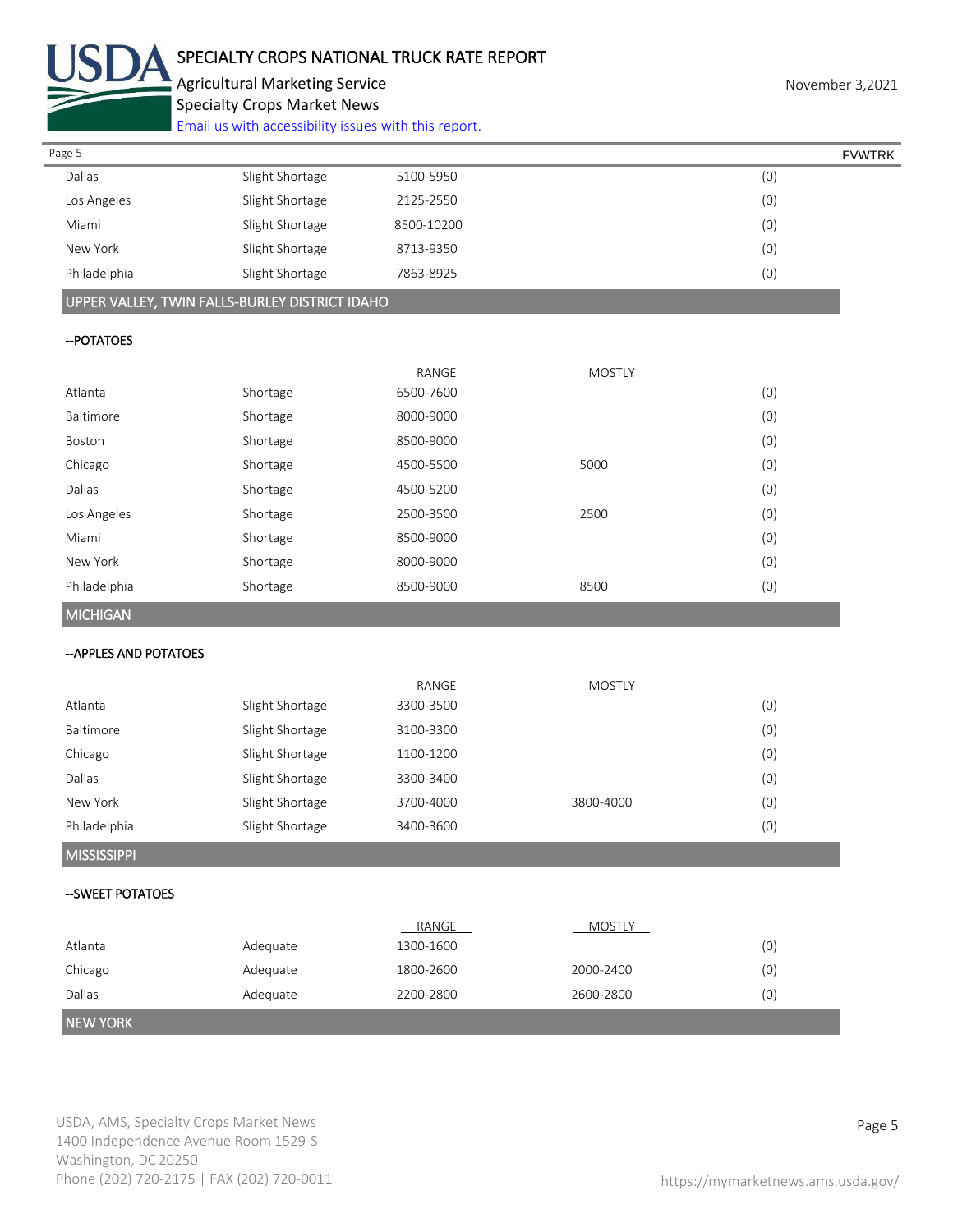| | | | | |
|---|---|---|---|---|
| Dallas | Slight Shortage | 5100-5950 | | (0) |
| Los Angeles | Slight Shortage | 2125-2550 | | (0) |
| Miami | Slight Shortage | 8500-10200 | | (0) |
| New York | Slight Shortage | 8713-9350 | | (0) |
| Philadelphia | Slight Shortage | 7863-8925 | | (0) |

## UPPER VALLEY, TWIN FALLS-BURLEY DISTRICT IDAHO

--POTATOES

| | | RANGE | MOSTLY | |
|---|---|---|---|---|
| Atlanta | Shortage | 6500-7600 | | (0) |
| Baltimore | Shortage | 8000-9000 | | (0) |
| Boston | Shortage | 8500-9000 | | (0) |
| Chicago | Shortage | 4500-5500 | 5000 | (0) |
| Dallas | Shortage | 4500-5200 | | (0) |
| Los Angeles | Shortage | 2500-3500 | 2500 | (0) |
| Miami | Shortage | 8500-9000 | | (0) |
| New York | Shortage | 8000-9000 | | (0) |
| Philadelphia | Shortage | 8500-9000 | 8500 | (0) |

## MICHIGAN

--APPLES AND POTATOES

| | | RANGE | MOSTLY | |
|---|---|---|---|---|
| Atlanta | Slight Shortage | 3300-3500 | | (0) |
| Baltimore | Slight Shortage | 3100-3300 | | (0) |
| Chicago | Slight Shortage | 1100-1200 | | (0) |
| Dallas | Slight Shortage | 3300-3400 | | (0) |
| New York | Slight Shortage | 3700-4000 | 3800-4000 | (0) |
| Philadelphia | Slight Shortage | 3400-3600 | | (0) |

## MISSISSIPPI

--SWEET POTATOES

| | | RANGE | MOSTLY | |
|---|---|---|---|---|
| Atlanta | Adequate | 1300-1600 | | (0) |
| Chicago | Adequate | 1800-2600 | 2000-2400 | (0) |
| Dallas | Adequate | 2200-2800 | 2600-2800 | (0) |

## NEW YORK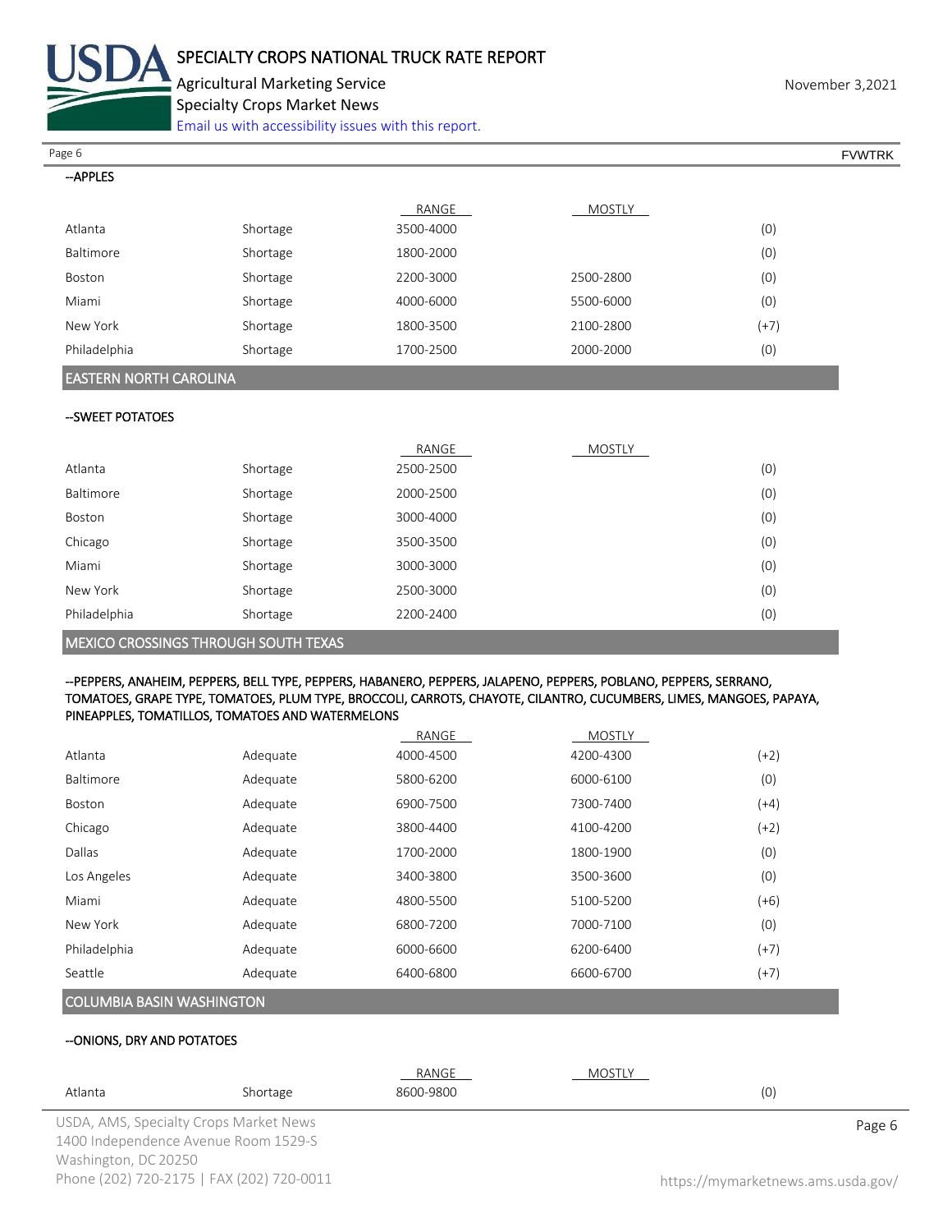--APPLES

| | | RANGE | MOSTLY | |
|---|---|---|---|---|
| Atlanta | Shortage | 3500-4000 | | (0) |
| Baltimore | Shortage | 1800-2000 | | (0) |
| Boston | Shortage | 2200-3000 | 2500-2800 | (0) |
| Miami | Shortage | 4000-6000 | 5500-6000 | (0) |
| New York | Shortage | 1800-3500 | 2100-2800 | (+7) |
| Philadelphia | Shortage | 1700-2500 | 2000-2000 | (0) |

## EASTERN NORTH CAROLINA

--SWEET POTATOES

| | | RANGE | MOSTLY | |
|---|---|---|---|---|
| Atlanta | Shortage | 2500-2500 | | (0) |
| Baltimore | Shortage | 2000-2500 | | (0) |
| Boston | Shortage | 3000-4000 | | (0) |
| Chicago | Shortage | 3500-3500 | | (0) |
| Miami | Shortage | 3000-3000 | | (0) |
| New York | Shortage | 2500-3000 | | (0) |
| Philadelphia | Shortage | 2200-2400 | | (0) |

## MEXICO CROSSINGS THROUGH SOUTH TEXAS

--PEPPERS, ANAHEIM, PEPPERS, BELL TYPE, PEPPERS, HABANERO, PEPPERS, JALAPENO, PEPPERS, POBLANO, PEPPERS, SERRANO, TOMATOES, GRAPE TYPE, TOMATOES, PLUM TYPE, BROCCOLI, CARROTS, CHAYOTE, CILANTRO, CUCUMBERS, LIMES, MANGOES, PAPAYA, PINEAPPLES, TOMATILLOS, TOMATOES AND WATERMELONS

| | | RANGE | MOSTLY | |
|---|---|---|---|---|
| Atlanta | Adequate | 4000-4500 | 4200-4300 | (+2) |
| Baltimore | Adequate | 5800-6200 | 6000-6100 | (0) |
| Boston | Adequate | 6900-7500 | 7300-7400 | (+4) |
| Chicago | Adequate | 3800-4400 | 4100-4200 | (+2) |
| Dallas | Adequate | 1700-2000 | 1800-1900 | (0) |
| Los Angeles | Adequate | 3400-3800 | 3500-3600 | (0) |
| Miami | Adequate | 4800-5500 | 5100-5200 | (+6) |
| New York | Adequate | 6800-7200 | 7000-7100 | (0) |
| Philadelphia | Adequate | 6000-6600 | 6200-6400 | (+7) |
| Seattle | Adequate | 6400-6800 | 6600-6700 | (+7) |

## COLUMBIA BASIN WASHINGTON

--ONIONS, DRY AND POTATOES

| | | RANGE | MOSTLY | |
|---|---|---|---|---|
| Atlanta | Shortage | 8600-9800 | | (0) |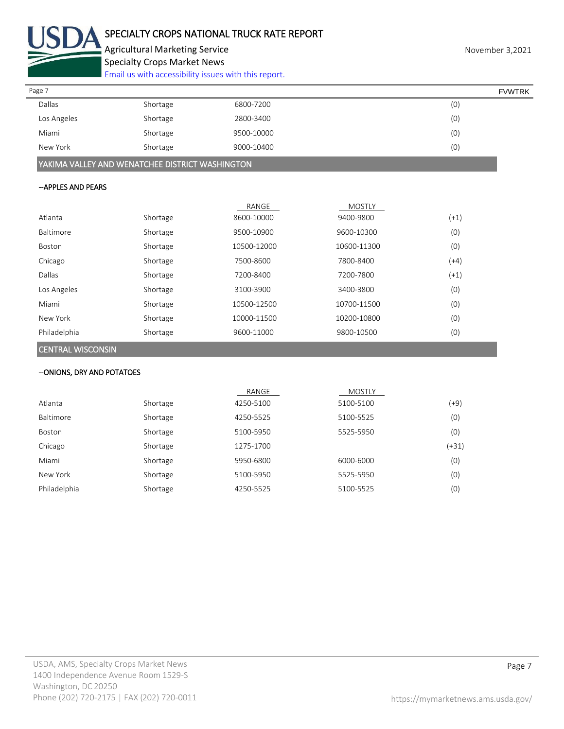| | | | | |
|---|---|---|---|---|
| Dallas | Shortage | 6800-7200 | | (0) |
| Los Angeles | Shortage | 2800-3400 | | (0) |
| Miami | Shortage | 9500-10000 | | (0) |
| New York | Shortage | 9000-10400 | | (0) |

## YAKIMA VALLEY AND WENATCHEE DISTRICT WASHINGTON

**--APPLES AND PEARS**

| | | RANGE | MOSTLY | |
|---|---|---|---|---|
| Atlanta | Shortage | 8600-10000 | 9400-9800 | (+1) |
| Baltimore | Shortage | 9500-10900 | 9600-10300 | (0) |
| Boston | Shortage | 10500-12000 | 10600-11300 | (0) |
| Chicago | Shortage | 7500-8600 | 7800-8400 | (+4) |
| Dallas | Shortage | 7200-8400 | 7200-7800 | (+1) |
| Los Angeles | Shortage | 3100-3900 | 3400-3800 | (0) |
| Miami | Shortage | 10500-12500 | 10700-11500 | (0) |
| New York | Shortage | 10000-11500 | 10200-10800 | (0) |
| Philadelphia | Shortage | 9600-11000 | 9800-10500 | (0) |

## CENTRAL WISCONSIN

**--ONIONS, DRY AND POTATOES**

| | | RANGE | MOSTLY | |
|---|---|---|---|---|
| Atlanta | Shortage | 4250-5100 | 5100-5100 | (+9) |
| Baltimore | Shortage | 4250-5525 | 5100-5525 | (0) |
| Boston | Shortage | 5100-5950 | 5525-5950 | (0) |
| Chicago | Shortage | 1275-1700 | | (+31) |
| Miami | Shortage | 5950-6800 | 6000-6000 | (0) |
| New York | Shortage | 5100-5950 | 5525-5950 | (0) |
| Philadelphia | Shortage | 4250-5525 | 5100-5525 | (0) |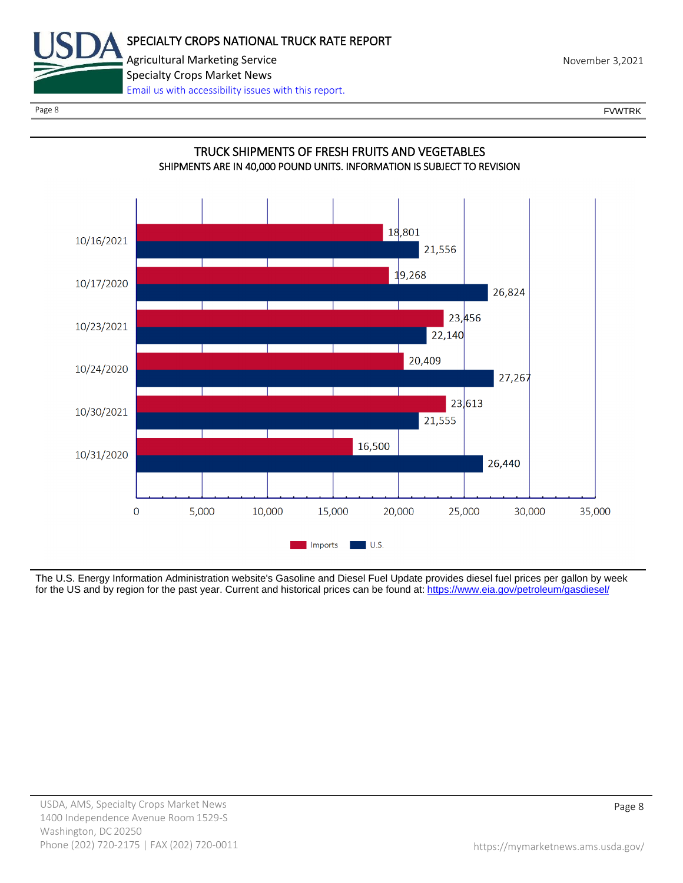## TRUCK SHIPMENTS OF FRESH FRUITS AND VEGETABLES

SHIPMENTS ARE IN 40,000 POUND UNITS. INFORMATION IS SUBJECT TO REVISION

10/16/2021
18,801
21,556

10/17/2020
19,268
26,824

10/23/2021
23,456
22,140

10/24/2020
20,409
27,267

10/30/2021
23,613
21,555

10/31/2020
16,500
26,440

0
5,000
10,000
15,000
20,000
25,000
30,000
35,000

Imports
U.S.

The U.S. Energy Information Administration website's Gasoline and Diesel Fuel Update provides diesel fuel prices per gallon by week for the US and by region for the past year. Current and historical prices can be found at: https://www.eia.gov/petroleum/gasdiesel/